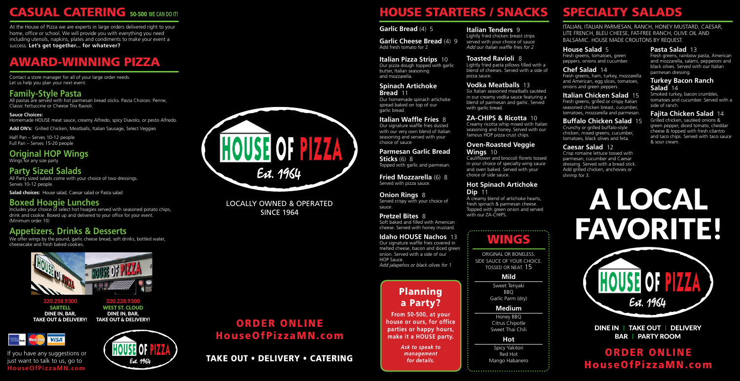# CASUAL CATERING 50-500 WE CAN DO IT!

At the House of Pizza we are experts in large orders delivered right to your home, office or school. We will provide you with everything you need including utensils, napkins, plates and condiments to make your event a success. **Let's get together... for whatever?**

# AWARD-WINNING PIZZA

Contact a store manager for all of your large order needs. Let us help you plan your next event.

## Family-Style Pasta

All pastas are served with hot parmesan bread sticks. Pasta Choices: Penne, Classic Fettuccine or Cheese Trio Ravioli.

**Sauce Choices:**
Homemade HOUSE meat sauce, creamy Alfredo, spicy Diavolo, or pesto Alfredo.

**Add ON's:** Grilled Chicken, Meatballs, Italian Sausage, Select Veggies

Half Pan – Serves 10-12 people
Full Pan – Serves 15-20 people

## Original HOP Wings

Wings for any size party

## Party Sized Salads

All Party sized salads come with your choice of two dressings. Serves 10-12 people.

**Salad choices:** House salad, Caesar salad or Pasta salad

## Boxed Hoagie Lunches

Includes your choice of select hot hoagies served with seasoned potato chips, drink and cookie. Boxed up and delivered to your office for your event. (Minimum order 10)

## Appetizers, Drinks & Desserts

We offer wings by the pound, garlic cheese bread, soft drinks, bottled water, cheesecake and fresh baked cookies.

**320.258.9300**
**SARTELL**
**DINE IN, BAR, TAKE OUT & DELIVERY!**

**320.228.9300**
**WEST ST. CLOUD**
**DINE IN, BAR, TAKE OUT & DELIVERY!**

If you have any suggestions or just want to talk to us, go to **HouseOfPizzaMN.com**

HOUSE OF PIZZA Est. 1964

LOCALLY OWNED & OPERATED SINCE 1964

**ORDER ONLINE**
**HouseOfPizzaMN.com**

**TAKE OUT • DELIVERY • CATERING**

# HOUSE STARTERS / SNACKS

**Garlic Bread** (4) 5

**Garlic Cheese Bread** (4) 9
Add fresh tomato for 2

**Italian Pizza Strips** 10
Our pizza dough topped with garlic butter, Italian seasoning and mozzarella.

**Spinach Artichoke Bread** 11
Our homemade spinach artichoke spread baked on top of our garlic bread.

**Italian Waffle Fries** 8
Our signature waffle fries dusted with our very own blend of Italian seasoning and served with your choice of sauce

**Parmesan Garlic Bread Sticks** (6) 8
Topped with garlic and parmesan.

**Fried Mozzarella** (6) 8
Served with pizza sauce.

**Onion Rings** 8
Served crispy with your choice of sauce.

**Pretzel Bites** 8
Soft baked and filled with American cheese. Served with honey mustard.

**Idaho HOUSE Nachos** 13
Our signature waffle fries covered in melted cheese, bacon and diced green onion. Served with a side of our HOP Sauce.
*Add jalapeños or black olives for 1*

**Italian Tenders** 9
Lightly fried chicken breast strips served with your choice of sauce
*Add our Italian waffle fries for 2*

**Toasted Ravioli** 8
Lightly fried pasta pillows filled with a blend of cheeses. Served with a side of pizza sauce.

**Vodka Meatballs** 13
Six Italian seasoned meatballs sautéed in our creamy vodka sauce featuring a blend of parmesan and garlic. Served with garlic bread.

**ZA-CHIPS & Ricotta** 10
Creamy ricotta whip mixed with Italian seasoning and honey. Served with our famous HOP pizza crust chips.

**Oven-Roasted Veggie Wings** 10
Cauliflower and broccoli florets tossed in your choice of specialty wing sauce and oven baked. Served with your choice of side sauce.

**Hot Spinach Artichoke Dip** 11
A creamy blend of artichoke hearts, fresh spinach & parmesan cheese. Topped with green onion and served with our ZA-CHIPS.

## Planning a Party?

**From 50-500, at your house or ours, for office parties or happy hours, make it a HOUSE party.**

***Ask to speak to management for details.***

## WINGS

ORIGINAL OR BONELESS.
SIDE SAUCE OF YOUR CHOICE.
TOSSED OR NEAT. 15

**Mild**
Sweet Teriyaki
BBQ
Garlic Parm (dry)

**Medium**
Honey BBQ
Citrus Chipotle
Sweet Thai Chili

**Hot**
Spicy Yakitori
Red Hot
Mango Habanero

# SPECIALTY SALADS

ITALIAN, ITALIAN PARMESAN, RANCH, HONEY MUSTARD, CAESAR, LITE FRENCH, BLEU CHEESE, FAT-FREE RANCH, OLIVE OIL AND BALSAMIC. HOUSE MADE CROUTONS BY REQUEST.

**House Salad** 5
Fresh greens, tomatoes, green peppers, onions and cucumber.

**Chef Salad** 14
Fresh greens, ham, turkey, mozzarella and American, egg slices, tomatoes, onions and green peppers.

**Italian Chicken Salad** 15
Fresh greens, grilled or crispy Italian seasoned chicken breast, cucumber, tomatoes, mozzarella and parmesan.

**Buffalo Chicken Salad** 15
Crunchy or grilled buffalo-style chicken, mixed greens, cucumber, tomatoes, black olives and feta.

**Caesar Salad** 12
Crisp romaine lettuce tossed with parmesan, cucumber and Caesar dressing. Served with a bread stick. Add grilled chicken, anchovies or shrimp for 3.

**Pasta Salad** 13
Fresh greens, rainbow pasta, American and mozzarella, salami, pepperoni and black olives. Served with our Italian parmesan dressing.

**Turkey Bacon Ranch Salad** 14
Smoked turkey, bacon crumbles, tomatoes and cucumber. Served with a side of ranch.

**Fajita Chicken Salad** 14
Grilled chicken, sautéed onions & green pepper, diced tomato, cheddar cheese & topped with fresh cilantro and taco chips. Served with taco sauce & sour cream.

# A LOCAL FAVORITE!

HOUSE OF PIZZA Est. 1964

**DINE IN | TAKE OUT | DELIVERY**
**BAR | PARTY ROOM**

**ORDER ONLINE**
**HouseOfPizzaMN.com**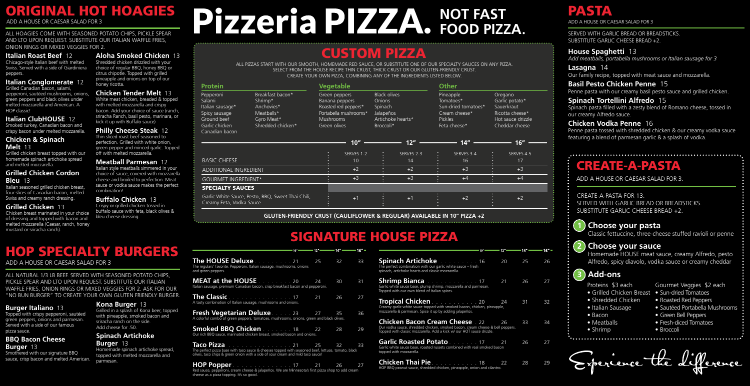# Pizzeria PIZZA. NOT FAST FOOD PIZZA.

## ORIGINAL HOT HOAGIES

ADD A HOUSE OR CAESAR SALAD FOR 3

ALL HOAGIES COME WITH SEASONED POTATO CHIPS, PICKLE SPEAR AND LTO UPON REQUEST. SUBSTITUTE OUR ITALIAN WAFFLE FRIES, ONION RINGS OR MIXED VEGGIES FOR 2.

**Italian Roast Beef** 12
Chicago-style Italian beef with melted Swiss. Served with a side of Giardiniera peppers.

**Italian Conglomerate** 12
Grilled Canadian bacon, salami, pepperoni, sautéed mushrooms, onions, green peppers and black olives under melted mozzarella and American. A HOP classic!

**Italian ClubHOUSE** 12
Smoked turkey, Canadian bacon and crispy bacon under melted mozzarella.

**Chicken & Spinach Melt** 13
Grilled chicken breast topped with our homemade spinach artichoke spread and melted mozzarella.

**Grilled Chicken Cordon Bleu** 13
Italian seasoned grilled chicken breast, four slices of Canadian bacon, melted Swiss and creamy ranch dressing.

**Grilled Chicken** 13
Chicken breast marinated in your choice of dressing and topped with bacon and melted mozzarella (Caesar, ranch, honey mustard or sriracha ranch).

**Aloha Smoked Chicken** 13
Shredded chicken drizzled with your choice of regular BBQ, honey BBQ or citrus chipotle. Topped with grilled pineapple and onions on top of our honey ricotta.

**Chicken Tender Melt** 13
White meat chicken, breaded & topped with melted mozzarella and crispy bacon. Add your choice of sauce (ranch, sriracha Ranch, basil pesto, marinara, or kick it up with Buffalo sauce)

**Philly Cheese Steak** 12
Thin sliced roast beef seasoned to perfection. Grilled with white onion, green pepper and minced garlic. Topped off with melted mozzarella.

**Meatball Parmesan** 12
Italian style meatballs simmered in your choice of sauce, covered with mozzarella cheese and broiled to perfection. Meat sauce or vodka sauce makes the perfect combination!

**Buffalo Chicken** 13
Crispy or grilled chicken tossed in buffalo sauce with feta, black olives & bleu cheese dressing.

## HOP SPECIALTY BURGERS

ADD A HOUSE OR CAESAR SALAD FOR 3

ALL NATURAL 1/3 LB BEEF. SERVED WITH SEASONED POTATO CHIPS, PICKLE SPEAR AND LTO UPON REQUEST. SUBSTITUTE OUR ITALIAN WAFFLE FRIES, ONION RINGS OR MIXED VEGGIES FOR 2. ASK FOR OUR "NO BUN BURGER" TO CREATE YOUR OWN GLUTEN FRIENDLY BURGER.

**Burger Italiano** 13
Topped with crispy pepperoni, sautéed green peppers, onions and parmesan. Served with a side of our famous pizza sauce.

**BBQ Bacon Cheese Burger** 13
Smothered with our signature BBQ sauce, crisp bacon and melted American.

**Kona Burger** 13
Grilled in a splash of Kona beer, topped with pineapple, smoked bacon and sriracha ranch on the side. Add cheese for .50.

**Spinach Artichoke Burger** 13
Homemade spinach artichoke spread, topped with melted mozzarella and parmesan.

## CUSTOM PIZZA

ALL PIZZAS START WITH OUR SMOOTH, HOMEMADE RED SAUCE, OR SUBSTITUTE ONE OF OUR SPECIALTY SAUCES ON ANY PIZZA. SELECT FROM THE HOUSE RECIPE THIN CRUST, THICK CRUST OR OUR GLUTEN-FRIENDLY CRUST. CREATE YOUR OWN PIZZA, COMBINING ANY OF THE INGREDIENTS LISTED BELOW.

**Protein**
Pepperoni, Salami, Italian sausage*, Spicy sausage, Ground beef, Garlic chicken, Canadian bacon, Breakfast bacon*, Shrimp*, Anchovies*, Meatballs*, Gyro Meat*, Shredded chicken*

**Vegetable**
Green peppers, Banana peppers, Roasted red peppers*, Portabella mushrooms*, Mushrooms, Green olives, Black olives, Onions, Spinach, Jalapeños, Artichoke hearts*, Broccoli*

**Other**
Pineapple, Tomatoes*, Sun-dried tomatoes*, Cream cheese*, Pickles, Feta cheese*, Oregano, Garlic potato*, Sauerkraut, Ricotta cheese*, Hot sauce drizzle, Cheddar cheese

| | 10" | 12" | 14" | 16" |
|---|---|---|---|---|
| | SERVES 1-2 | SERVES 2-3 | SERVES 3-4 | SERVES 4-5 |
| BASIC CHEESE | 10 | 14 | 16 | 17 |
| ADDITIONAL INGREDIENT | +2 | +2 | +3 | +3 |
| GOURMET INGREDIENT* | +3 | +3 | +4 | +4 |
| **SPECIALTY SAUCES** | | | | |
| Garlic White Sauce, Pesto, BBQ, Sweet Thai Chili, Creamy Feta, Vodka Sauce | +1 | +1 | +2 | +2 |

**GLUTEN-FRIENDLY CRUST (CAULIFLOWER & REGULAR) AVAILABLE IN 10" PIZZA +2**

## SIGNATURE HOUSE PIZZA

| | 10" | 12" | 14" | 16" |
|---|---|---|---|---|
| **The HOUSE Deluxe** — The regulars' favorite. Pepperoni, Italian sausage, mushrooms, onions and green peppers. | 21 | 25 | 32 | 33 |
| **MEAT at the HOUSE** — Italian sausage, premium Canadian bacon, crisp breakfast bacon and pepperoni. | 20 | 24 | 30 | 31 |
| **The Classic** — A tasty combination of Italian sausage, mushrooms and onions. | 17 | 21 | 26 | 27 |
| **Fresh Vegetarian Deluxe** — A colorful combo of green peppers, tomatoes, mushrooms, onions, green and black olives. | 23 | 27 | 35 | 36 |
| **Smoked BBQ Chicken** — Our rich BBQ sauce, marinated chicken breast, smoked bacon and onions. | 18 | 22 | 28 | 29 |
| **Taco Pizza** — The perfect pizza base with taco sauce & cheeses topped with seasoned beef, lettuce, tomato, black olives, taco chips & green onion with a side of sour cream and mild taco sauce! | 21 | 25 | 32 | 33 |
| **HOP Popper** — Red sauce, pepperoni, cream cheese & jalapeños. We are Minnesota's first pizza shop to add cream cheese as a pizza topping. It's so good. | 17 | 21 | 26 | 27 |
| **Spinach Artichoke** — The perfect combination with our garlic white sauce – fresh spinach, artichoke hearts and classic mozzarella. | 16 | 20 | 25 | 26 |
| **Shrimp Bianca** — Garlic white sauce base, plump shrimp, mozzarella and parmesan. Topped with our own blend of Italian spices. | 17 | 21 | 26 | 27 |
| **Tropical Chicken** — Creamy garlic white sauce topped with smoked bacon, chicken, pineapple, mozzarella & parmesan. Spice it up by adding jalapeños. | 20 | 24 | 31 | 32 |
| **Chicken Bacon Cream Cheese** — Our vodka sauce, shredded chicken, smoked bacon, cream cheese & bell peppers. Topped with classic mozzarella. Add a kick w/ our HOT sauce drizzle. | 22 | 26 | 33 | 34 |
| **Garlic Roasted Potato** — Garlic white sauce base, roasted russets combined with real smoked bacon topped with mozzarella. | 17 | 21 | 26 | 27 |
| **Chicken Thai Pie** — HOP BBQ peanut sauce, shredded chicken, pineapple, onion and cilantro. | 18 | 22 | 28 | 29 |

## PASTA

ADD A HOUSE OR CAESAR SALAD FOR 3

SERVED WITH GARLIC BREAD OR BREADSTICKS. SUBSTITUTE GARLIC CHEESE BREAD +2.

**House Spaghetti** 13
*Add meatballs, portabella mushrooms or Italian sausage for 3*

**Lasagna** 14
Our family recipe, topped with meat sauce and mozzarella.

**Basil Pesto Chicken Penne** 15
Penne pasta with our creamy basil pesto sauce and grilled chicken.

**Spinach Tortellini Alfredo** 15
Spinach pasta filled with a zesty blend of Romano cheese, tossed in our creamy Alfredo sauce.

**Chicken Vodka Penne** 16
Penne pasta tossed with shredded chicken & our creamy vodka sauce featuring a blend of parmesan garlic & a splash of vodka.

## CREATE-A-PASTA

ADD A HOUSE OR CAESAR SALAD FOR 3.

CREATE-A-PASTA FOR 13.
SERVED WITH GARLIC BREAD OR BREADSTICKS.
SUBSTITUTE GARLIC CHEESE BREAD +2.

**1 Choose your pasta**
Classic fettuccine, three-cheese stuffed ravioli or penne

**2 Choose your sauce**
Homemade HOUSE meat sauce, creamy Alfredo, pesto Alfredo, spicy diavolo, vodka sauce or creamy cheddar

**3 Add-ons**

Proteins $3 each
- Grilled Chicken Breast
- Shredded Chicken
- Italian Sausage
- Bacon
- Meatballs
- Shrimp

Gourmet Veggies $2 each
- Sun-dried Tomatoes
- Roasted Red Peppers
- Sautéed Portabella Mushrooms
- Green Bell Peppers
- Fresh-diced Tomatoes
- Broccoli

*Experience the difference*